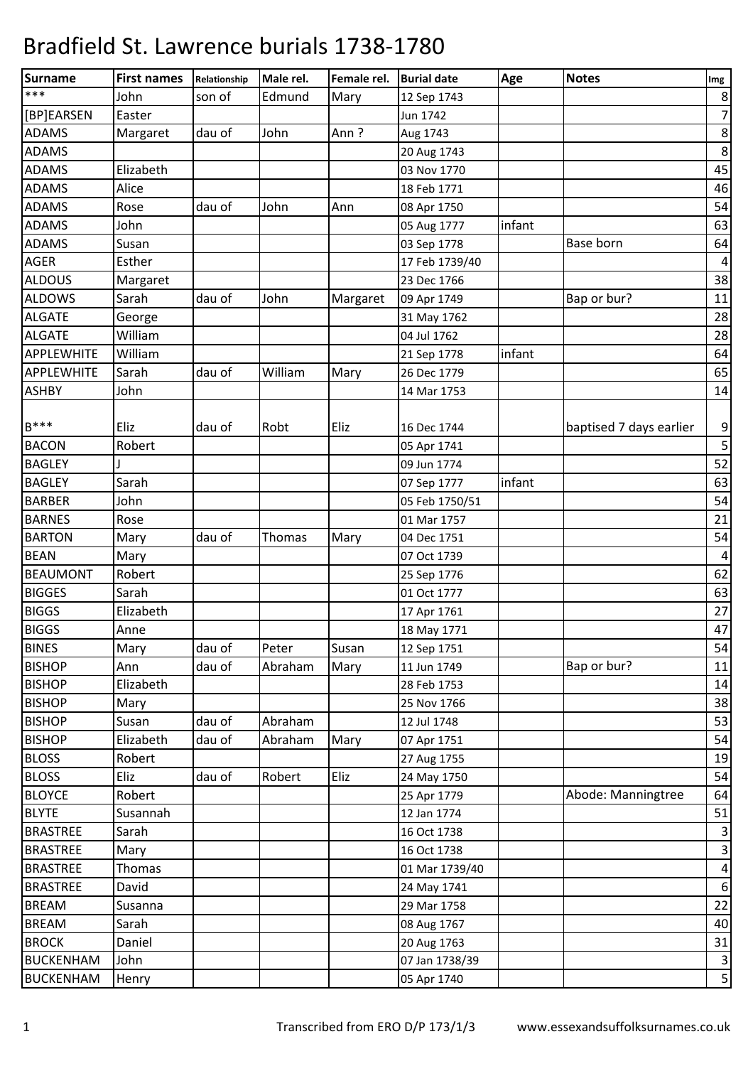# Bradfield St. Lawrence burials 1738-1780

| Surname | First names | Relationship | Male rel. | Female rel. | Burial date | Age | Notes | Img |
|---|---|---|---|---|---|---|---|---|
| *** | John | son of | Edmund | Mary | 12 Sep 1743 | | | 8 |
| [BP]EARSEN | Easter | | | | Jun 1742 | | | 7 |
| ADAMS | Margaret | dau of | John | Ann ? | Aug 1743 | | | 8 |
| ADAMS | | | | | 20 Aug 1743 | | | 8 |
| ADAMS | Elizabeth | | | | 03 Nov 1770 | | | 45 |
| ADAMS | Alice | | | | 18 Feb 1771 | | | 46 |
| ADAMS | Rose | dau of | John | Ann | 08 Apr 1750 | | | 54 |
| ADAMS | John | | | | 05 Aug 1777 | infant | | 63 |
| ADAMS | Susan | | | | 03 Sep 1778 | | Base born | 64 |
| AGER | Esther | | | | 17 Feb 1739/40 | | | 4 |
| ALDOUS | Margaret | | | | 23 Dec 1766 | | | 38 |
| ALDOWS | Sarah | dau of | John | Margaret | 09 Apr 1749 | | Bap or bur? | 11 |
| ALGATE | George | | | | 31 May 1762 | | | 28 |
| ALGATE | William | | | | 04 Jul 1762 | | | 28 |
| APPLEWHITE | William | | | | 21 Sep 1778 | infant | | 64 |
| APPLEWHITE | Sarah | dau of | William | Mary | 26 Dec 1779 | | | 65 |
| ASHBY | John | | | | 14 Mar 1753 | | | 14 |
| B*** | Eliz | dau of | Robt | Eliz | 16 Dec 1744 | | baptised 7 days earlier | 9 |
| BACON | Robert | | | | 05 Apr 1741 | | | 5 |
| BAGLEY | J | | | | 09 Jun 1774 | | | 52 |
| BAGLEY | Sarah | | | | 07 Sep 1777 | infant | | 63 |
| BARBER | John | | | | 05 Feb 1750/51 | | | 54 |
| BARNES | Rose | | | | 01 Mar 1757 | | | 21 |
| BARTON | Mary | dau of | Thomas | Mary | 04 Dec 1751 | | | 54 |
| BEAN | Mary | | | | 07 Oct 1739 | | | 4 |
| BEAUMONT | Robert | | | | 25 Sep 1776 | | | 62 |
| BIGGES | Sarah | | | | 01 Oct 1777 | | | 63 |
| BIGGS | Elizabeth | | | | 17 Apr 1761 | | | 27 |
| BIGGS | Anne | | | | 18 May 1771 | | | 47 |
| BINES | Mary | dau of | Peter | Susan | 12 Sep 1751 | | | 54 |
| BISHOP | Ann | dau of | Abraham | Mary | 11 Jun 1749 | | Bap or bur? | 11 |
| BISHOP | Elizabeth | | | | 28 Feb 1753 | | | 14 |
| BISHOP | Mary | | | | 25 Nov 1766 | | | 38 |
| BISHOP | Susan | dau of | Abraham | | 12 Jul 1748 | | | 53 |
| BISHOP | Elizabeth | dau of | Abraham | Mary | 07 Apr 1751 | | | 54 |
| BLOSS | Robert | | | | 27 Aug 1755 | | | 19 |
| BLOSS | Eliz | dau of | Robert | Eliz | 24 May 1750 | | | 54 |
| BLOYCE | Robert | | | | 25 Apr 1779 | | Abode: Manningtree | 64 |
| BLYTE | Susannah | | | | 12 Jan 1774 | | | 51 |
| BRASTREE | Sarah | | | | 16 Oct 1738 | | | 3 |
| BRASTREE | Mary | | | | 16 Oct 1738 | | | 3 |
| BRASTREE | Thomas | | | | 01 Mar 1739/40 | | | 4 |
| BRASTREE | David | | | | 24 May 1741 | | | 6 |
| BREAM | Susanna | | | | 29 Mar 1758 | | | 22 |
| BREAM | Sarah | | | | 08 Aug 1767 | | | 40 |
| BROCK | Daniel | | | | 20 Aug 1763 | | | 31 |
| BUCKENHAM | John | | | | 07 Jan 1738/39 | | | 3 |
| BUCKENHAM | Henry | | | | 05 Apr 1740 | | | 5 |

Transcribed from ERO D/P 173/1/3 www.essexandsuffolksurnames.co.uk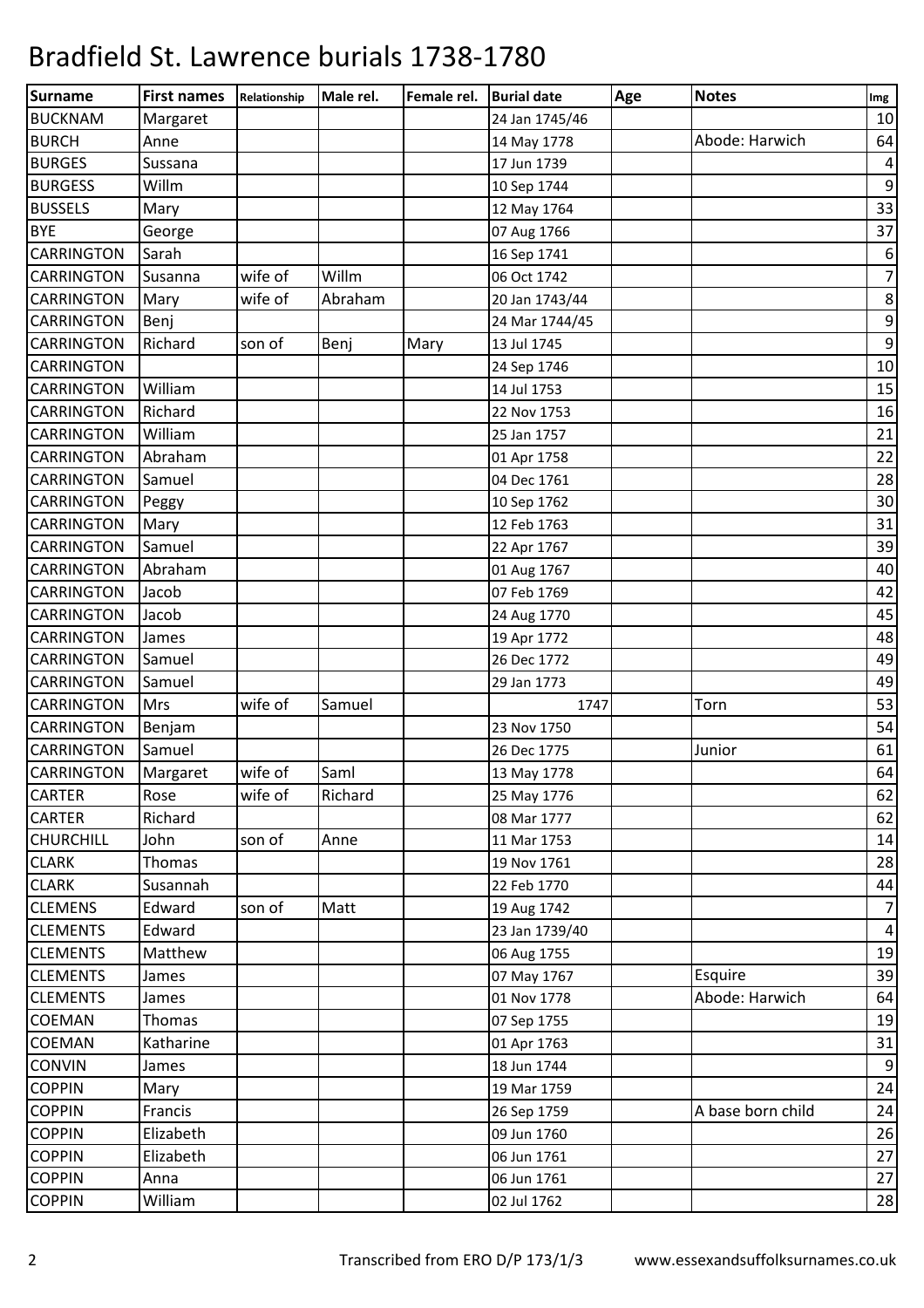# Bradfield St. Lawrence burials 1738-1780

| Surname | First names | Relationship | Male rel. | Female rel. | Burial date | Age | Notes | Img |
|---|---|---|---|---|---|---|---|---|
| BUCKNAM | Margaret | | | | 24 Jan 1745/46 | | | 10 |
| BURCH | Anne | | | | 14 May 1778 | | Abode: Harwich | 64 |
| BURGES | Sussana | | | | 17 Jun 1739 | | | 4 |
| BURGESS | Willm | | | | 10 Sep 1744 | | | 9 |
| BUSSELS | Mary | | | | 12 May 1764 | | | 33 |
| BYE | George | | | | 07 Aug 1766 | | | 37 |
| CARRINGTON | Sarah | | | | 16 Sep 1741 | | | 6 |
| CARRINGTON | Susanna | wife of | Willm | | 06 Oct 1742 | | | 7 |
| CARRINGTON | Mary | wife of | Abraham | | 20 Jan 1743/44 | | | 8 |
| CARRINGTON | Benj | | | | 24 Mar 1744/45 | | | 9 |
| CARRINGTON | Richard | son of | Benj | Mary | 13 Jul 1745 | | | 9 |
| CARRINGTON | | | | | 24 Sep 1746 | | | 10 |
| CARRINGTON | William | | | | 14 Jul 1753 | | | 15 |
| CARRINGTON | Richard | | | | 22 Nov 1753 | | | 16 |
| CARRINGTON | William | | | | 25 Jan 1757 | | | 21 |
| CARRINGTON | Abraham | | | | 01 Apr 1758 | | | 22 |
| CARRINGTON | Samuel | | | | 04 Dec 1761 | | | 28 |
| CARRINGTON | Peggy | | | | 10 Sep 1762 | | | 30 |
| CARRINGTON | Mary | | | | 12 Feb 1763 | | | 31 |
| CARRINGTON | Samuel | | | | 22 Apr 1767 | | | 39 |
| CARRINGTON | Abraham | | | | 01 Aug 1767 | | | 40 |
| CARRINGTON | Jacob | | | | 07 Feb 1769 | | | 42 |
| CARRINGTON | Jacob | | | | 24 Aug 1770 | | | 45 |
| CARRINGTON | James | | | | 19 Apr 1772 | | | 48 |
| CARRINGTON | Samuel | | | | 26 Dec 1772 | | | 49 |
| CARRINGTON | Samuel | | | | 29 Jan 1773 | | | 49 |
| CARRINGTON | Mrs | wife of | Samuel | | 1747 | | Torn | 53 |
| CARRINGTON | Benjam | | | | 23 Nov 1750 | | | 54 |
| CARRINGTON | Samuel | | | | 26 Dec 1775 | | Junior | 61 |
| CARRINGTON | Margaret | wife of | Saml | | 13 May 1778 | | | 64 |
| CARTER | Rose | wife of | Richard | | 25 May 1776 | | | 62 |
| CARTER | Richard | | | | 08 Mar 1777 | | | 62 |
| CHURCHILL | John | son of | Anne | | 11 Mar 1753 | | | 14 |
| CLARK | Thomas | | | | 19 Nov 1761 | | | 28 |
| CLARK | Susannah | | | | 22 Feb 1770 | | | 44 |
| CLEMENS | Edward | son of | Matt | | 19 Aug 1742 | | | 7 |
| CLEMENTS | Edward | | | | 23 Jan 1739/40 | | | 4 |
| CLEMENTS | Matthew | | | | 06 Aug 1755 | | | 19 |
| CLEMENTS | James | | | | 07 May 1767 | | Esquire | 39 |
| CLEMENTS | James | | | | 01 Nov 1778 | | Abode: Harwich | 64 |
| COEMAN | Thomas | | | | 07 Sep 1755 | | | 19 |
| COEMAN | Katharine | | | | 01 Apr 1763 | | | 31 |
| CONVIN | James | | | | 18 Jun 1744 | | | 9 |
| COPPIN | Mary | | | | 19 Mar 1759 | | | 24 |
| COPPIN | Francis | | | | 26 Sep 1759 | | A base born child | 24 |
| COPPIN | Elizabeth | | | | 09 Jun 1760 | | | 26 |
| COPPIN | Elizabeth | | | | 06 Jun 1761 | | | 27 |
| COPPIN | Anna | | | | 06 Jun 1761 | | | 27 |
| COPPIN | William | | | | 02 Jul 1762 | | | 28 |

Transcribed from ERO D/P 173/1/3 www.essexandsuffolksurnames.co.uk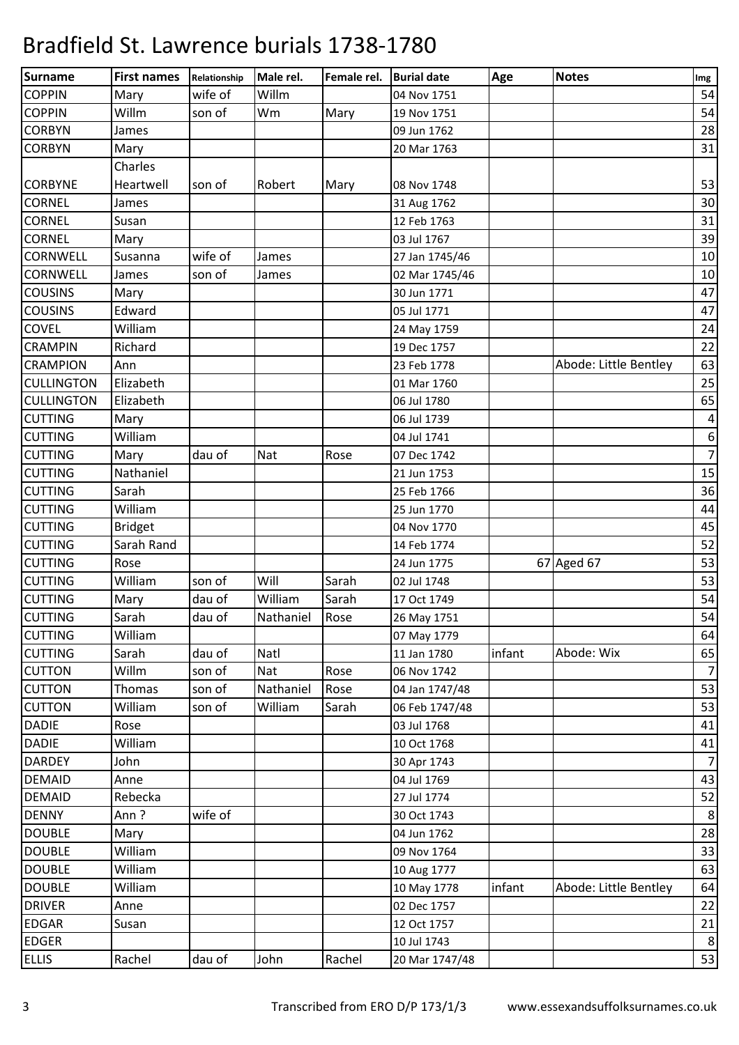# Bradfield St. Lawrence burials 1738-1780

| Surname | First names | Relationship | Male rel. | Female rel. | Burial date | Age | Notes | Img |
|---|---|---|---|---|---|---|---|---|
| COPPIN | Mary | wife of | Willm | | 04 Nov 1751 | | | 54 |
| COPPIN | Willm | son of | Wm | Mary | 19 Nov 1751 | | | 54 |
| CORBYN | James | | | | 09 Jun 1762 | | | 28 |
| CORBYN | Mary | | | | 20 Mar 1763 | | | 31 |
| CORBYNE | Charles Heartwell | son of | Robert | Mary | 08 Nov 1748 | | | 53 |
| CORNEL | James | | | | 31 Aug 1762 | | | 30 |
| CORNEL | Susan | | | | 12 Feb 1763 | | | 31 |
| CORNEL | Mary | | | | 03 Jul 1767 | | | 39 |
| CORNWELL | Susanna | wife of | James | | 27 Jan 1745/46 | | | 10 |
| CORNWELL | James | son of | James | | 02 Mar 1745/46 | | | 10 |
| COUSINS | Mary | | | | 30 Jun 1771 | | | 47 |
| COUSINS | Edward | | | | 05 Jul 1771 | | | 47 |
| COVEL | William | | | | 24 May 1759 | | | 24 |
| CRAMPIN | Richard | | | | 19 Dec 1757 | | | 22 |
| CRAMPION | Ann | | | | 23 Feb 1778 | | Abode: Little Bentley | 63 |
| CULLINGTON | Elizabeth | | | | 01 Mar 1760 | | | 25 |
| CULLINGTON | Elizabeth | | | | 06 Jul 1780 | | | 65 |
| CUTTING | Mary | | | | 06 Jul 1739 | | | 4 |
| CUTTING | William | | | | 04 Jul 1741 | | | 6 |
| CUTTING | Mary | dau of | Nat | Rose | 07 Dec 1742 | | | 7 |
| CUTTING | Nathaniel | | | | 21 Jun 1753 | | | 15 |
| CUTTING | Sarah | | | | 25 Feb 1766 | | | 36 |
| CUTTING | William | | | | 25 Jun 1770 | | | 44 |
| CUTTING | Bridget | | | | 04 Nov 1770 | | | 45 |
| CUTTING | Sarah Rand | | | | 14 Feb 1774 | | | 52 |
| CUTTING | Rose | | | | 24 Jun 1775 | 67 | Aged 67 | 53 |
| CUTTING | William | son of | Will | Sarah | 02 Jul 1748 | | | 53 |
| CUTTING | Mary | dau of | William | Sarah | 17 Oct 1749 | | | 54 |
| CUTTING | Sarah | dau of | Nathaniel | Rose | 26 May 1751 | | | 54 |
| CUTTING | William | | | | 07 May 1779 | | | 64 |
| CUTTING | Sarah | dau of | Natl | | 11 Jan 1780 | infant | Abode: Wix | 65 |
| CUTTON | Willm | son of | Nat | Rose | 06 Nov 1742 | | | 7 |
| CUTTON | Thomas | son of | Nathaniel | Rose | 04 Jan 1747/48 | | | 53 |
| CUTTON | William | son of | William | Sarah | 06 Feb 1747/48 | | | 53 |
| DADIE | Rose | | | | 03 Jul 1768 | | | 41 |
| DADIE | William | | | | 10 Oct 1768 | | | 41 |
| DARDEY | John | | | | 30 Apr 1743 | | | 7 |
| DEMAID | Anne | | | | 04 Jul 1769 | | | 43 |
| DEMAID | Rebecka | | | | 27 Jul 1774 | | | 52 |
| DENNY | Ann ? | wife of | | | 30 Oct 1743 | | | 8 |
| DOUBLE | Mary | | | | 04 Jun 1762 | | | 28 |
| DOUBLE | William | | | | 09 Nov 1764 | | | 33 |
| DOUBLE | William | | | | 10 Aug 1777 | | | 63 |
| DOUBLE | William | | | | 10 May 1778 | infant | Abode: Little Bentley | 64 |
| DRIVER | Anne | | | | 02 Dec 1757 | | | 22 |
| EDGAR | Susan | | | | 12 Oct 1757 | | | 21 |
| EDGER | | | | | 10 Jul 1743 | | | 8 |
| ELLIS | Rachel | dau of | John | Rachel | 20 Mar 1747/48 | | | 53 |

Transcribed from ERO D/P 173/1/3 www.essexandsuffolksurnames.co.uk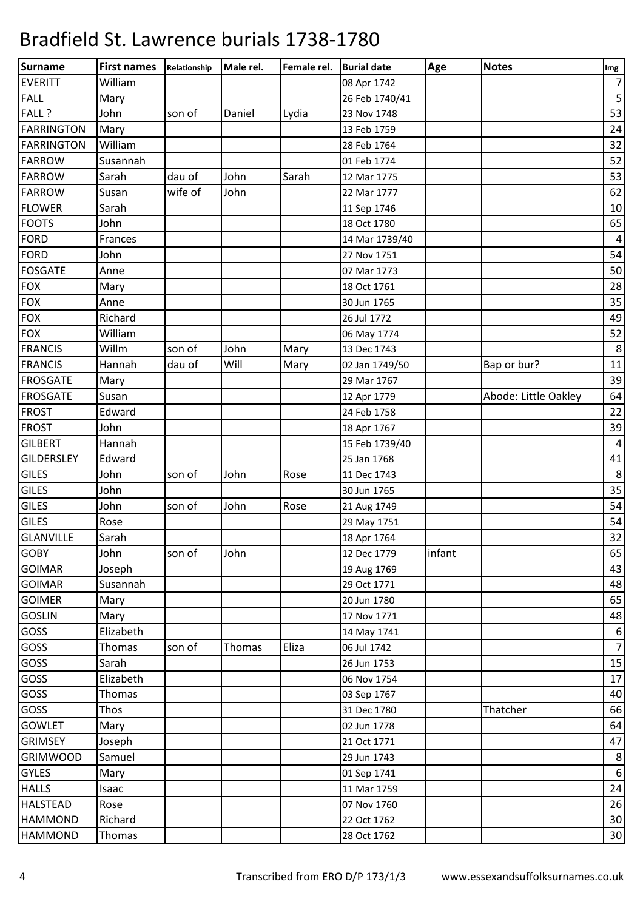# Bradfield St. Lawrence burials 1738-1780

| Surname | First names | Relationship | Male rel. | Female rel. | Burial date | Age | Notes | Img |
|---|---|---|---|---|---|---|---|---|
| EVERITT | William | | | | 08 Apr 1742 | | | 7 |
| FALL | Mary | | | | 26 Feb 1740/41 | | | 5 |
| FALL ? | John | son of | Daniel | Lydia | 23 Nov 1748 | | | 53 |
| FARRINGTON | Mary | | | | 13 Feb 1759 | | | 24 |
| FARRINGTON | William | | | | 28 Feb 1764 | | | 32 |
| FARROW | Susannah | | | | 01 Feb 1774 | | | 52 |
| FARROW | Sarah | dau of | John | Sarah | 12 Mar 1775 | | | 53 |
| FARROW | Susan | wife of | John | | 22 Mar 1777 | | | 62 |
| FLOWER | Sarah | | | | 11 Sep 1746 | | | 10 |
| FOOTS | John | | | | 18 Oct 1780 | | | 65 |
| FORD | Frances | | | | 14 Mar 1739/40 | | | 4 |
| FORD | John | | | | 27 Nov 1751 | | | 54 |
| FOSGATE | Anne | | | | 07 Mar 1773 | | | 50 |
| FOX | Mary | | | | 18 Oct 1761 | | | 28 |
| FOX | Anne | | | | 30 Jun 1765 | | | 35 |
| FOX | Richard | | | | 26 Jul 1772 | | | 49 |
| FOX | William | | | | 06 May 1774 | | | 52 |
| FRANCIS | Willm | son of | John | Mary | 13 Dec 1743 | | | 8 |
| FRANCIS | Hannah | dau of | Will | Mary | 02 Jan 1749/50 | | Bap or bur? | 11 |
| FROSGATE | Mary | | | | 29 Mar 1767 | | | 39 |
| FROSGATE | Susan | | | | 12 Apr 1779 | | Abode: Little Oakley | 64 |
| FROST | Edward | | | | 24 Feb 1758 | | | 22 |
| FROST | John | | | | 18 Apr 1767 | | | 39 |
| GILBERT | Hannah | | | | 15 Feb 1739/40 | | | 4 |
| GILDERSLEY | Edward | | | | 25 Jan 1768 | | | 41 |
| GILES | John | son of | John | Rose | 11 Dec 1743 | | | 8 |
| GILES | John | | | | 30 Jun 1765 | | | 35 |
| GILES | John | son of | John | Rose | 21 Aug 1749 | | | 54 |
| GILES | Rose | | | | 29 May 1751 | | | 54 |
| GLANVILLE | Sarah | | | | 18 Apr 1764 | | | 32 |
| GOBY | John | son of | John | | 12 Dec 1779 | infant | | 65 |
| GOIMAR | Joseph | | | | 19 Aug 1769 | | | 43 |
| GOIMAR | Susannah | | | | 29 Oct 1771 | | | 48 |
| GOIMER | Mary | | | | 20 Jun 1780 | | | 65 |
| GOSLIN | Mary | | | | 17 Nov 1771 | | | 48 |
| GOSS | Elizabeth | | | | 14 May 1741 | | | 6 |
| GOSS | Thomas | son of | Thomas | Eliza | 06 Jul 1742 | | | 7 |
| GOSS | Sarah | | | | 26 Jun 1753 | | | 15 |
| GOSS | Elizabeth | | | | 06 Nov 1754 | | | 17 |
| GOSS | Thomas | | | | 03 Sep 1767 | | | 40 |
| GOSS | Thos | | | | 31 Dec 1780 | | Thatcher | 66 |
| GOWLET | Mary | | | | 02 Jun 1778 | | | 64 |
| GRIMSEY | Joseph | | | | 21 Oct 1771 | | | 47 |
| GRIMWOOD | Samuel | | | | 29 Jun 1743 | | | 8 |
| GYLES | Mary | | | | 01 Sep 1741 | | | 6 |
| HALLS | Isaac | | | | 11 Mar 1759 | | | 24 |
| HALSTEAD | Rose | | | | 07 Nov 1760 | | | 26 |
| HAMMOND | Richard | | | | 22 Oct 1762 | | | 30 |
| HAMMOND | Thomas | | | | 28 Oct 1762 | | | 30 |

Transcribed from ERO D/P 173/1/3 www.essexandsuffolksurnames.co.uk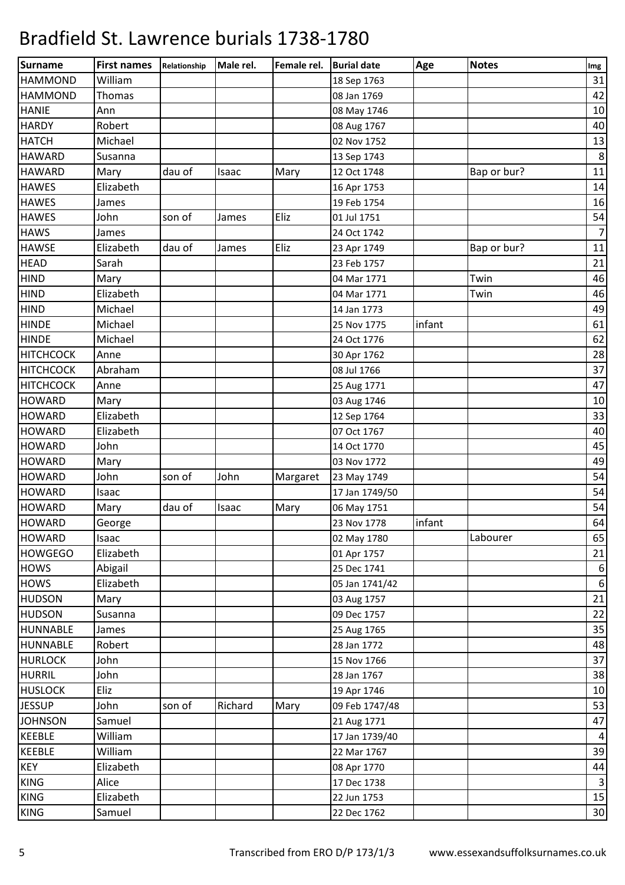# Bradfield St. Lawrence burials 1738-1780

| Surname | First names | Relationship | Male rel. | Female rel. | Burial date | Age | Notes | Img |
|---|---|---|---|---|---|---|---|---|
| HAMMOND | William | | | | 18 Sep 1763 | | | 31 |
| HAMMOND | Thomas | | | | 08 Jan 1769 | | | 42 |
| HANIE | Ann | | | | 08 May 1746 | | | 10 |
| HARDY | Robert | | | | 08 Aug 1767 | | | 40 |
| HATCH | Michael | | | | 02 Nov 1752 | | | 13 |
| HAWARD | Susanna | | | | 13 Sep 1743 | | | 8 |
| HAWARD | Mary | dau of | Isaac | Mary | 12 Oct 1748 | | Bap or bur? | 11 |
| HAWES | Elizabeth | | | | 16 Apr 1753 | | | 14 |
| HAWES | James | | | | 19 Feb 1754 | | | 16 |
| HAWES | John | son of | James | Eliz | 01 Jul 1751 | | | 54 |
| HAWS | James | | | | 24 Oct 1742 | | | 7 |
| HAWSE | Elizabeth | dau of | James | Eliz | 23 Apr 1749 | | Bap or bur? | 11 |
| HEAD | Sarah | | | | 23 Feb 1757 | | | 21 |
| HIND | Mary | | | | 04 Mar 1771 | | Twin | 46 |
| HIND | Elizabeth | | | | 04 Mar 1771 | | Twin | 46 |
| HIND | Michael | | | | 14 Jan 1773 | | | 49 |
| HINDE | Michael | | | | 25 Nov 1775 | infant | | 61 |
| HINDE | Michael | | | | 24 Oct 1776 | | | 62 |
| HITCHCOCK | Anne | | | | 30 Apr 1762 | | | 28 |
| HITCHCOCK | Abraham | | | | 08 Jul 1766 | | | 37 |
| HITCHCOCK | Anne | | | | 25 Aug 1771 | | | 47 |
| HOWARD | Mary | | | | 03 Aug 1746 | | | 10 |
| HOWARD | Elizabeth | | | | 12 Sep 1764 | | | 33 |
| HOWARD | Elizabeth | | | | 07 Oct 1767 | | | 40 |
| HOWARD | John | | | | 14 Oct 1770 | | | 45 |
| HOWARD | Mary | | | | 03 Nov 1772 | | | 49 |
| HOWARD | John | son of | John | Margaret | 23 May 1749 | | | 54 |
| HOWARD | Isaac | | | | 17 Jan 1749/50 | | | 54 |
| HOWARD | Mary | dau of | Isaac | Mary | 06 May 1751 | | | 54 |
| HOWARD | George | | | | 23 Nov 1778 | infant | | 64 |
| HOWARD | Isaac | | | | 02 May 1780 | | Labourer | 65 |
| HOWGEGO | Elizabeth | | | | 01 Apr 1757 | | | 21 |
| HOWS | Abigail | | | | 25 Dec 1741 | | | 6 |
| HOWS | Elizabeth | | | | 05 Jan 1741/42 | | | 6 |
| HUDSON | Mary | | | | 03 Aug 1757 | | | 21 |
| HUDSON | Susanna | | | | 09 Dec 1757 | | | 22 |
| HUNNABLE | James | | | | 25 Aug 1765 | | | 35 |
| HUNNABLE | Robert | | | | 28 Jan 1772 | | | 48 |
| HURLOCK | John | | | | 15 Nov 1766 | | | 37 |
| HURRIL | John | | | | 28 Jan 1767 | | | 38 |
| HUSLOCK | Eliz | | | | 19 Apr 1746 | | | 10 |
| JESSUP | John | son of | Richard | Mary | 09 Feb 1747/48 | | | 53 |
| JOHNSON | Samuel | | | | 21 Aug 1771 | | | 47 |
| KEEBLE | William | | | | 17 Jan 1739/40 | | | 4 |
| KEEBLE | William | | | | 22 Mar 1767 | | | 39 |
| KEY | Elizabeth | | | | 08 Apr 1770 | | | 44 |
| KING | Alice | | | | 17 Dec 1738 | | | 3 |
| KING | Elizabeth | | | | 22 Jun 1753 | | | 15 |
| KING | Samuel | | | | 22 Dec 1762 | | | 30 |

Transcribed from ERO D/P 173/1/3 www.essexandsuffolksurnames.co.uk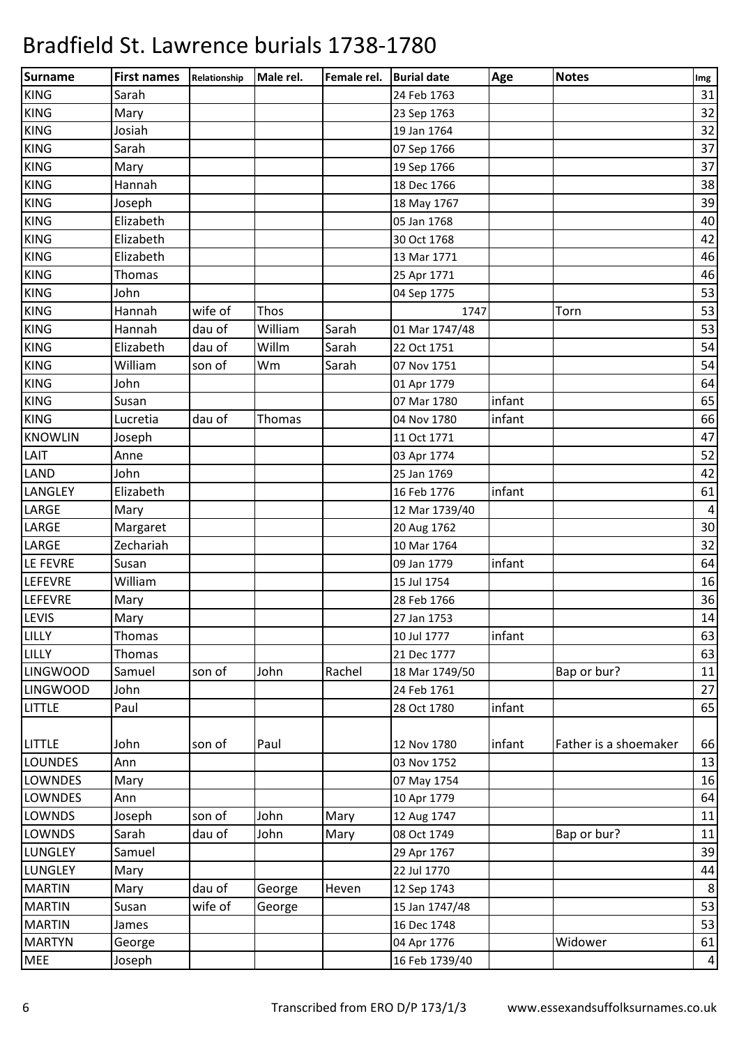# Bradfield St. Lawrence burials 1738-1780

| Surname | First names | Relationship | Male rel. | Female rel. | Burial date | Age | Notes | Img |
|---|---|---|---|---|---|---|---|---|
| KING | Sarah | | | | 24 Feb 1763 | | | 31 |
| KING | Mary | | | | 23 Sep 1763 | | | 32 |
| KING | Josiah | | | | 19 Jan 1764 | | | 32 |
| KING | Sarah | | | | 07 Sep 1766 | | | 37 |
| KING | Mary | | | | 19 Sep 1766 | | | 37 |
| KING | Hannah | | | | 18 Dec 1766 | | | 38 |
| KING | Joseph | | | | 18 May 1767 | | | 39 |
| KING | Elizabeth | | | | 05 Jan 1768 | | | 40 |
| KING | Elizabeth | | | | 30 Oct 1768 | | | 42 |
| KING | Elizabeth | | | | 13 Mar 1771 | | | 46 |
| KING | Thomas | | | | 25 Apr 1771 | | | 46 |
| KING | John | | | | 04 Sep 1775 | | | 53 |
| KING | Hannah | wife of | Thos | | 1747 | | Torn | 53 |
| KING | Hannah | dau of | William | Sarah | 01 Mar 1747/48 | | | 53 |
| KING | Elizabeth | dau of | Willm | Sarah | 22 Oct 1751 | | | 54 |
| KING | William | son of | Wm | Sarah | 07 Nov 1751 | | | 54 |
| KING | John | | | | 01 Apr 1779 | | | 64 |
| KING | Susan | | | | 07 Mar 1780 | infant | | 65 |
| KING | Lucretia | dau of | Thomas | | 04 Nov 1780 | infant | | 66 |
| KNOWLIN | Joseph | | | | 11 Oct 1771 | | | 47 |
| LAIT | Anne | | | | 03 Apr 1774 | | | 52 |
| LAND | John | | | | 25 Jan 1769 | | | 42 |
| LANGLEY | Elizabeth | | | | 16 Feb 1776 | infant | | 61 |
| LARGE | Mary | | | | 12 Mar 1739/40 | | | 4 |
| LARGE | Margaret | | | | 20 Aug 1762 | | | 30 |
| LARGE | Zechariah | | | | 10 Mar 1764 | | | 32 |
| LE FEVRE | Susan | | | | 09 Jan 1779 | infant | | 64 |
| LEFEVRE | William | | | | 15 Jul 1754 | | | 16 |
| LEFEVRE | Mary | | | | 28 Feb 1766 | | | 36 |
| LEVIS | Mary | | | | 27 Jan 1753 | | | 14 |
| LILLY | Thomas | | | | 10 Jul 1777 | infant | | 63 |
| LILLY | Thomas | | | | 21 Dec 1777 | | | 63 |
| LINGWOOD | Samuel | son of | John | Rachel | 18 Mar 1749/50 | | Bap or bur? | 11 |
| LINGWOOD | John | | | | 24 Feb 1761 | | | 27 |
| LITTLE | Paul | | | | 28 Oct 1780 | infant | | 65 |
| LITTLE | John | son of | Paul | | 12 Nov 1780 | infant | Father is a shoemaker | 66 |
| LOUNDES | Ann | | | | 03 Nov 1752 | | | 13 |
| LOWNDES | Mary | | | | 07 May 1754 | | | 16 |
| LOWNDES | Ann | | | | 10 Apr 1779 | | | 64 |
| LOWNDS | Joseph | son of | John | Mary | 12 Aug 1747 | | | 11 |
| LOWNDS | Sarah | dau of | John | Mary | 08 Oct 1749 | | Bap or bur? | 11 |
| LUNGLEY | Samuel | | | | 29 Apr 1767 | | | 39 |
| LUNGLEY | Mary | | | | 22 Jul 1770 | | | 44 |
| MARTIN | Mary | dau of | George | Heven | 12 Sep 1743 | | | 8 |
| MARTIN | Susan | wife of | George | | 15 Jan 1747/48 | | | 53 |
| MARTIN | James | | | | 16 Dec 1748 | | | 53 |
| MARTYN | George | | | | 04 Apr 1776 | | Widower | 61 |
| MEE | Joseph | | | | 16 Feb 1739/40 | | | 4 |

Transcribed from ERO D/P 173/1/3 www.essexandsuffolksurnames.co.uk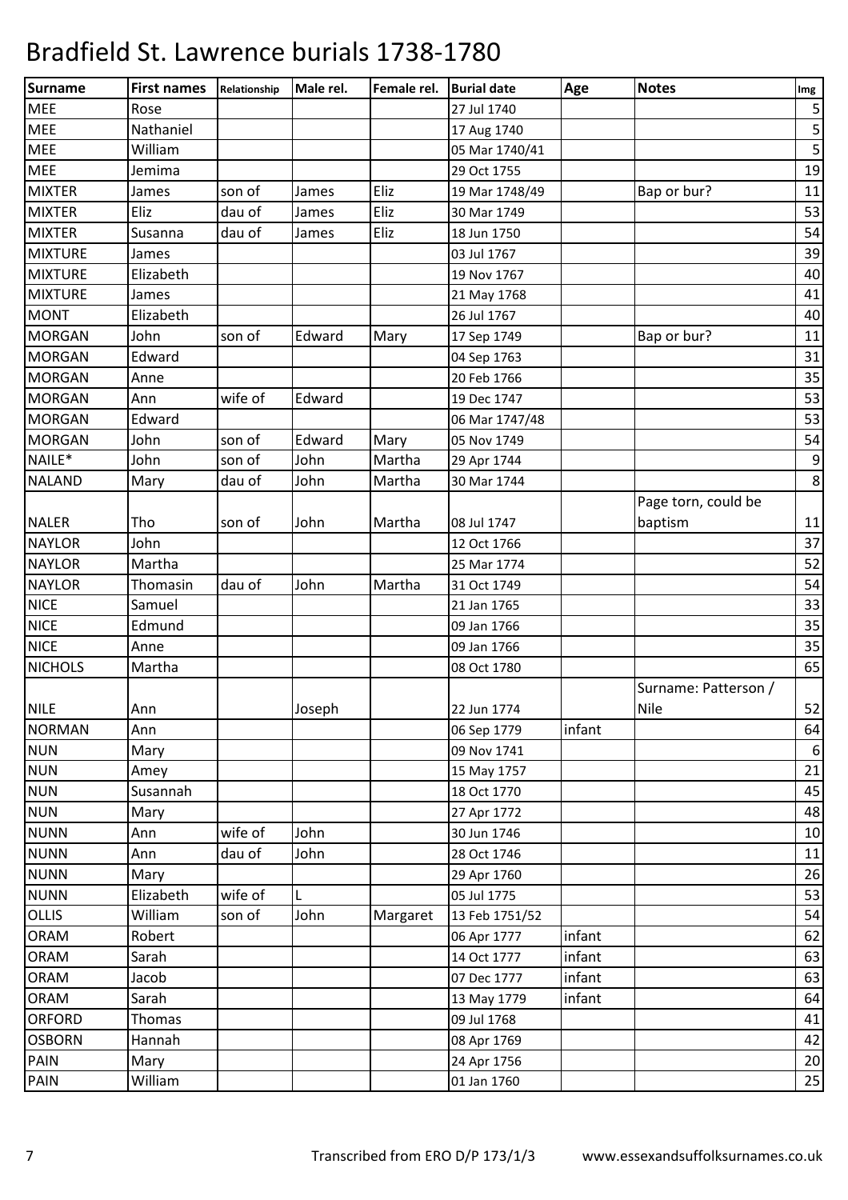# Bradfield St. Lawrence burials 1738-1780

| Surname | First names | Relationship | Male rel. | Female rel. | Burial date | Age | Notes | Img |
|---|---|---|---|---|---|---|---|---|
| MEE | Rose | | | | 27 Jul 1740 | | | 5 |
| MEE | Nathaniel | | | | 17 Aug 1740 | | | 5 |
| MEE | William | | | | 05 Mar 1740/41 | | | 5 |
| MEE | Jemima | | | | 29 Oct 1755 | | | 19 |
| MIXTER | James | son of | James | Eliz | 19 Mar 1748/49 | | Bap or bur? | 11 |
| MIXTER | Eliz | dau of | James | Eliz | 30 Mar 1749 | | | 53 |
| MIXTER | Susanna | dau of | James | Eliz | 18 Jun 1750 | | | 54 |
| MIXTURE | James | | | | 03 Jul 1767 | | | 39 |
| MIXTURE | Elizabeth | | | | 19 Nov 1767 | | | 40 |
| MIXTURE | James | | | | 21 May 1768 | | | 41 |
| MONT | Elizabeth | | | | 26 Jul 1767 | | | 40 |
| MORGAN | John | son of | Edward | Mary | 17 Sep 1749 | | Bap or bur? | 11 |
| MORGAN | Edward | | | | 04 Sep 1763 | | | 31 |
| MORGAN | Anne | | | | 20 Feb 1766 | | | 35 |
| MORGAN | Ann | wife of | Edward | | 19 Dec 1747 | | | 53 |
| MORGAN | Edward | | | | 06 Mar 1747/48 | | | 53 |
| MORGAN | John | son of | Edward | Mary | 05 Nov 1749 | | | 54 |
| NAILE* | John | son of | John | Martha | 29 Apr 1744 | | | 9 |
| NALAND | Mary | dau of | John | Martha | 30 Mar 1744 | | | 8 |
| NALER | Tho | son of | John | Martha | 08 Jul 1747 | | Page torn, could be baptism | 11 |
| NAYLOR | John | | | | 12 Oct 1766 | | | 37 |
| NAYLOR | Martha | | | | 25 Mar 1774 | | | 52 |
| NAYLOR | Thomasin | dau of | John | Martha | 31 Oct 1749 | | | 54 |
| NICE | Samuel | | | | 21 Jan 1765 | | | 33 |
| NICE | Edmund | | | | 09 Jan 1766 | | | 35 |
| NICE | Anne | | | | 09 Jan 1766 | | | 35 |
| NICHOLS | Martha | | | | 08 Oct 1780 | | | 65 |
| NILE | Ann | | Joseph | | 22 Jun 1774 | | Surname: Patterson / Nile | 52 |
| NORMAN | Ann | | | | 06 Sep 1779 | infant | | 64 |
| NUN | Mary | | | | 09 Nov 1741 | | | 6 |
| NUN | Amey | | | | 15 May 1757 | | | 21 |
| NUN | Susannah | | | | 18 Oct 1770 | | | 45 |
| NUN | Mary | | | | 27 Apr 1772 | | | 48 |
| NUNN | Ann | wife of | John | | 30 Jun 1746 | | | 10 |
| NUNN | Ann | dau of | John | | 28 Oct 1746 | | | 11 |
| NUNN | Mary | | | | 29 Apr 1760 | | | 26 |
| NUNN | Elizabeth | wife of | L | | 05 Jul 1775 | | | 53 |
| OLLIS | William | son of | John | Margaret | 13 Feb 1751/52 | | | 54 |
| ORAM | Robert | | | | 06 Apr 1777 | infant | | 62 |
| ORAM | Sarah | | | | 14 Oct 1777 | infant | | 63 |
| ORAM | Jacob | | | | 07 Dec 1777 | infant | | 63 |
| ORAM | Sarah | | | | 13 May 1779 | infant | | 64 |
| ORFORD | Thomas | | | | 09 Jul 1768 | | | 41 |
| OSBORN | Hannah | | | | 08 Apr 1769 | | | 42 |
| PAIN | Mary | | | | 24 Apr 1756 | | | 20 |
| PAIN | William | | | | 01 Jan 1760 | | | 25 |

Transcribed from ERO D/P 173/1/3 www.essexandsuffolksurnames.co.uk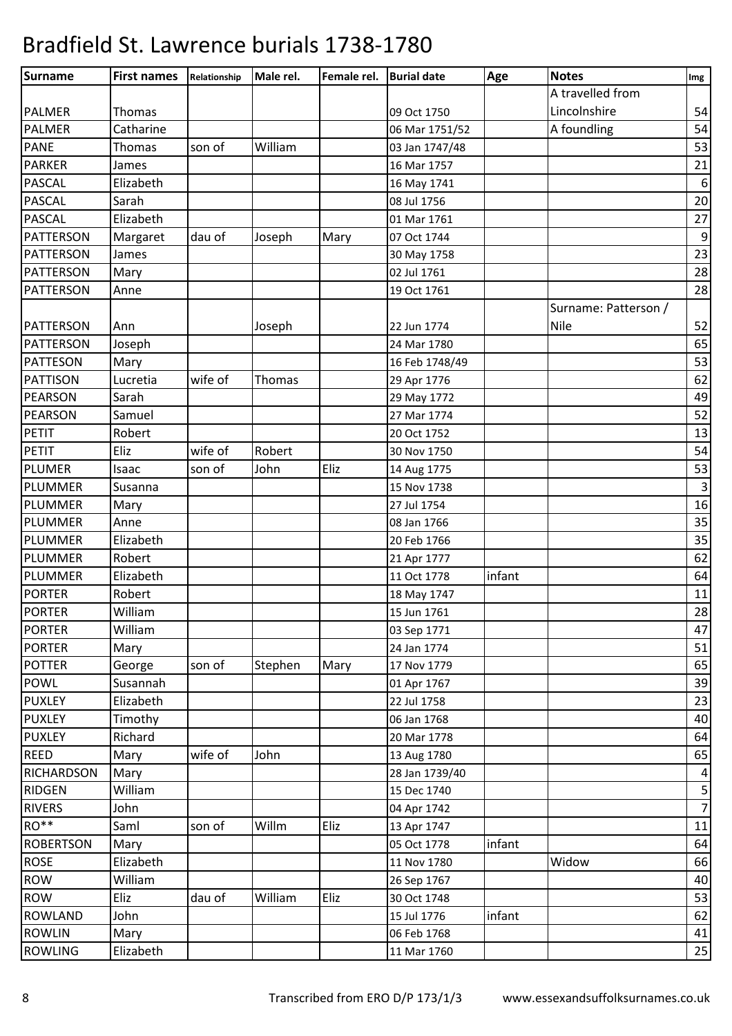# Bradfield St. Lawrence burials 1738-1780

| Surname | First names | Relationship | Male rel. | Female rel. | Burial date | Age | Notes | Img |
|---|---|---|---|---|---|---|---|---|
| PALMER | Thomas | | | | 09 Oct 1750 | | A travelled from Lincolnshire | 54 |
| PALMER | Catharine | | | | 06 Mar 1751/52 | | A foundling | 54 |
| PANE | Thomas | son of | William | | 03 Jan 1747/48 | | | 53 |
| PARKER | James | | | | 16 Mar 1757 | | | 21 |
| PASCAL | Elizabeth | | | | 16 May 1741 | | | 6 |
| PASCAL | Sarah | | | | 08 Jul 1756 | | | 20 |
| PASCAL | Elizabeth | | | | 01 Mar 1761 | | | 27 |
| PATTERSON | Margaret | dau of | Joseph | Mary | 07 Oct 1744 | | | 9 |
| PATTERSON | James | | | | 30 May 1758 | | | 23 |
| PATTERSON | Mary | | | | 02 Jul 1761 | | | 28 |
| PATTERSON | Anne | | | | 19 Oct 1761 | | | 28 |
| PATTERSON | Ann | | Joseph | | 22 Jun 1774 | | Surname: Patterson / Nile | 52 |
| PATTERSON | Joseph | | | | 24 Mar 1780 | | | 65 |
| PATTESON | Mary | | | | 16 Feb 1748/49 | | | 53 |
| PATTISON | Lucretia | wife of | Thomas | | 29 Apr 1776 | | | 62 |
| PEARSON | Sarah | | | | 29 May 1772 | | | 49 |
| PEARSON | Samuel | | | | 27 Mar 1774 | | | 52 |
| PETIT | Robert | | | | 20 Oct 1752 | | | 13 |
| PETIT | Eliz | wife of | Robert | | 30 Nov 1750 | | | 54 |
| PLUMER | Isaac | son of | John | Eliz | 14 Aug 1775 | | | 53 |
| PLUMMER | Susanna | | | | 15 Nov 1738 | | | 3 |
| PLUMMER | Mary | | | | 27 Jul 1754 | | | 16 |
| PLUMMER | Anne | | | | 08 Jan 1766 | | | 35 |
| PLUMMER | Elizabeth | | | | 20 Feb 1766 | | | 35 |
| PLUMMER | Robert | | | | 21 Apr 1777 | | | 62 |
| PLUMMER | Elizabeth | | | | 11 Oct 1778 | infant | | 64 |
| PORTER | Robert | | | | 18 May 1747 | | | 11 |
| PORTER | William | | | | 15 Jun 1761 | | | 28 |
| PORTER | William | | | | 03 Sep 1771 | | | 47 |
| PORTER | Mary | | | | 24 Jan 1774 | | | 51 |
| POTTER | George | son of | Stephen | Mary | 17 Nov 1779 | | | 65 |
| POWL | Susannah | | | | 01 Apr 1767 | | | 39 |
| PUXLEY | Elizabeth | | | | 22 Jul 1758 | | | 23 |
| PUXLEY | Timothy | | | | 06 Jan 1768 | | | 40 |
| PUXLEY | Richard | | | | 20 Mar 1778 | | | 64 |
| REED | Mary | wife of | John | | 13 Aug 1780 | | | 65 |
| RICHARDSON | Mary | | | | 28 Jan 1739/40 | | | 4 |
| RIDGEN | William | | | | 15 Dec 1740 | | | 5 |
| RIVERS | John | | | | 04 Apr 1742 | | | 7 |
| RO** | Saml | son of | Willm | Eliz | 13 Apr 1747 | | | 11 |
| ROBERTSON | Mary | | | | 05 Oct 1778 | infant | | 64 |
| ROSE | Elizabeth | | | | 11 Nov 1780 | | Widow | 66 |
| ROW | William | | | | 26 Sep 1767 | | | 40 |
| ROW | Eliz | dau of | William | Eliz | 30 Oct 1748 | | | 53 |
| ROWLAND | John | | | | 15 Jul 1776 | infant | | 62 |
| ROWLIN | Mary | | | | 06 Feb 1768 | | | 41 |
| ROWLING | Elizabeth | | | | 11 Mar 1760 | | | 25 |

Transcribed from ERO D/P 173/1/3 www.essexandsuffolksurnames.co.uk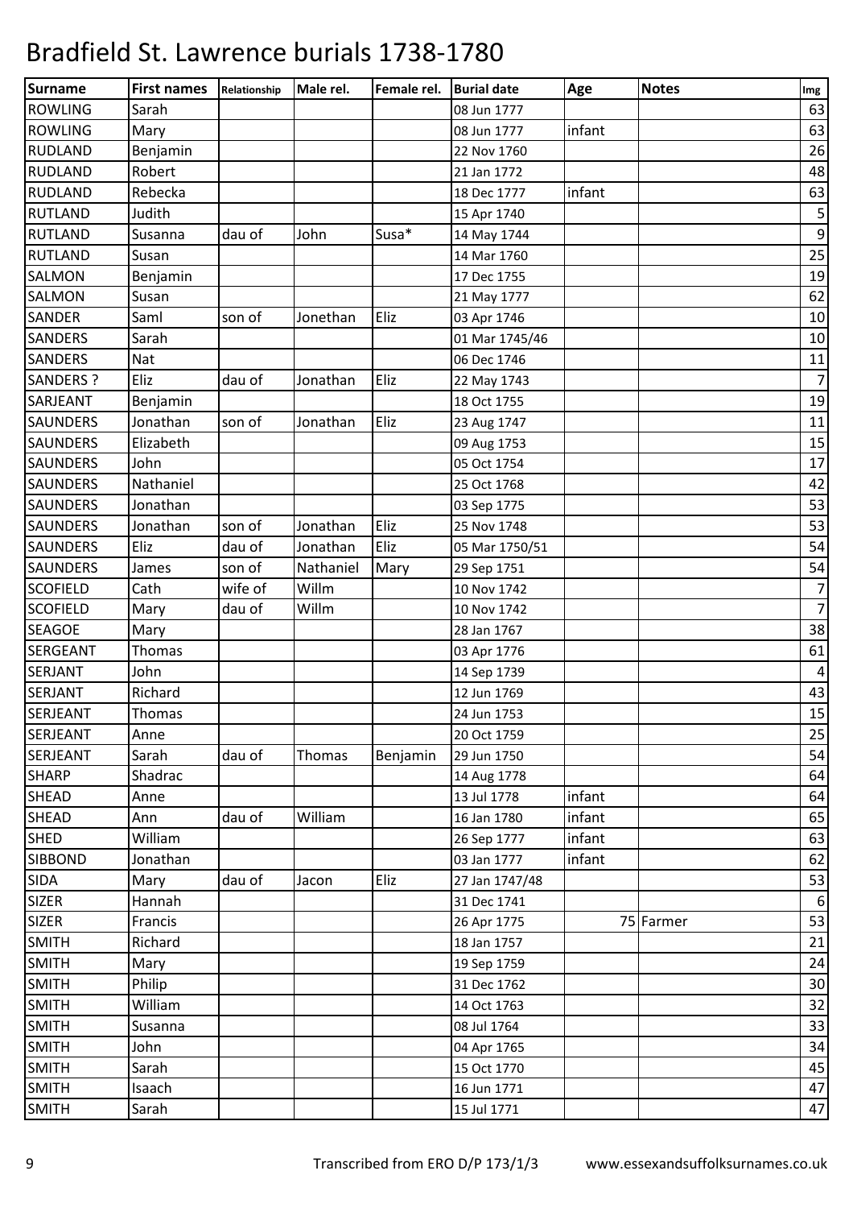# Bradfield St. Lawrence burials 1738-1780

| Surname | First names | Relationship | Male rel. | Female rel. | Burial date | Age | Notes | Img |
|---|---|---|---|---|---|---|---|---|
| ROWLING | Sarah | | | | 08 Jun 1777 | | | 63 |
| ROWLING | Mary | | | | 08 Jun 1777 | infant | | 63 |
| RUDLAND | Benjamin | | | | 22 Nov 1760 | | | 26 |
| RUDLAND | Robert | | | | 21 Jan 1772 | | | 48 |
| RUDLAND | Rebecka | | | | 18 Dec 1777 | infant | | 63 |
| RUTLAND | Judith | | | | 15 Apr 1740 | | | 5 |
| RUTLAND | Susanna | dau of | John | Susa* | 14 May 1744 | | | 9 |
| RUTLAND | Susan | | | | 14 Mar 1760 | | | 25 |
| SALMON | Benjamin | | | | 17 Dec 1755 | | | 19 |
| SALMON | Susan | | | | 21 May 1777 | | | 62 |
| SANDER | Saml | son of | Jonethan | Eliz | 03 Apr 1746 | | | 10 |
| SANDERS | Sarah | | | | 01 Mar 1745/46 | | | 10 |
| SANDERS | Nat | | | | 06 Dec 1746 | | | 11 |
| SANDERS ? | Eliz | dau of | Jonathan | Eliz | 22 May 1743 | | | 7 |
| SARJEANT | Benjamin | | | | 18 Oct 1755 | | | 19 |
| SAUNDERS | Jonathan | son of | Jonathan | Eliz | 23 Aug 1747 | | | 11 |
| SAUNDERS | Elizabeth | | | | 09 Aug 1753 | | | 15 |
| SAUNDERS | John | | | | 05 Oct 1754 | | | 17 |
| SAUNDERS | Nathaniel | | | | 25 Oct 1768 | | | 42 |
| SAUNDERS | Jonathan | | | | 03 Sep 1775 | | | 53 |
| SAUNDERS | Jonathan | son of | Jonathan | Eliz | 25 Nov 1748 | | | 53 |
| SAUNDERS | Eliz | dau of | Jonathan | Eliz | 05 Mar 1750/51 | | | 54 |
| SAUNDERS | James | son of | Nathaniel | Mary | 29 Sep 1751 | | | 54 |
| SCOFIELD | Cath | wife of | Willm | | 10 Nov 1742 | | | 7 |
| SCOFIELD | Mary | dau of | Willm | | 10 Nov 1742 | | | 7 |
| SEAGOE | Mary | | | | 28 Jan 1767 | | | 38 |
| SERGEANT | Thomas | | | | 03 Apr 1776 | | | 61 |
| SERJANT | John | | | | 14 Sep 1739 | | | 4 |
| SERJANT | Richard | | | | 12 Jun 1769 | | | 43 |
| SERJEANT | Thomas | | | | 24 Jun 1753 | | | 15 |
| SERJEANT | Anne | | | | 20 Oct 1759 | | | 25 |
| SERJEANT | Sarah | dau of | Thomas | Benjamin | 29 Jun 1750 | | | 54 |
| SHARP | Shadrac | | | | 14 Aug 1778 | | | 64 |
| SHEAD | Anne | | | | 13 Jul 1778 | infant | | 64 |
| SHEAD | Ann | dau of | William | | 16 Jan 1780 | infant | | 65 |
| SHED | William | | | | 26 Sep 1777 | infant | | 63 |
| SIBBOND | Jonathan | | | | 03 Jan 1777 | infant | | 62 |
| SIDA | Mary | dau of | Jacon | Eliz | 27 Jan 1747/48 | | | 53 |
| SIZER | Hannah | | | | 31 Dec 1741 | | | 6 |
| SIZER | Francis | | | | 26 Apr 1775 | 75 | Farmer | 53 |
| SMITH | Richard | | | | 18 Jan 1757 | | | 21 |
| SMITH | Mary | | | | 19 Sep 1759 | | | 24 |
| SMITH | Philip | | | | 31 Dec 1762 | | | 30 |
| SMITH | William | | | | 14 Oct 1763 | | | 32 |
| SMITH | Susanna | | | | 08 Jul 1764 | | | 33 |
| SMITH | John | | | | 04 Apr 1765 | | | 34 |
| SMITH | Sarah | | | | 15 Oct 1770 | | | 45 |
| SMITH | Isaach | | | | 16 Jun 1771 | | | 47 |
| SMITH | Sarah | | | | 15 Jul 1771 | | | 47 |

Transcribed from ERO D/P 173/1/3 www.essexandsuffolksurnames.co.uk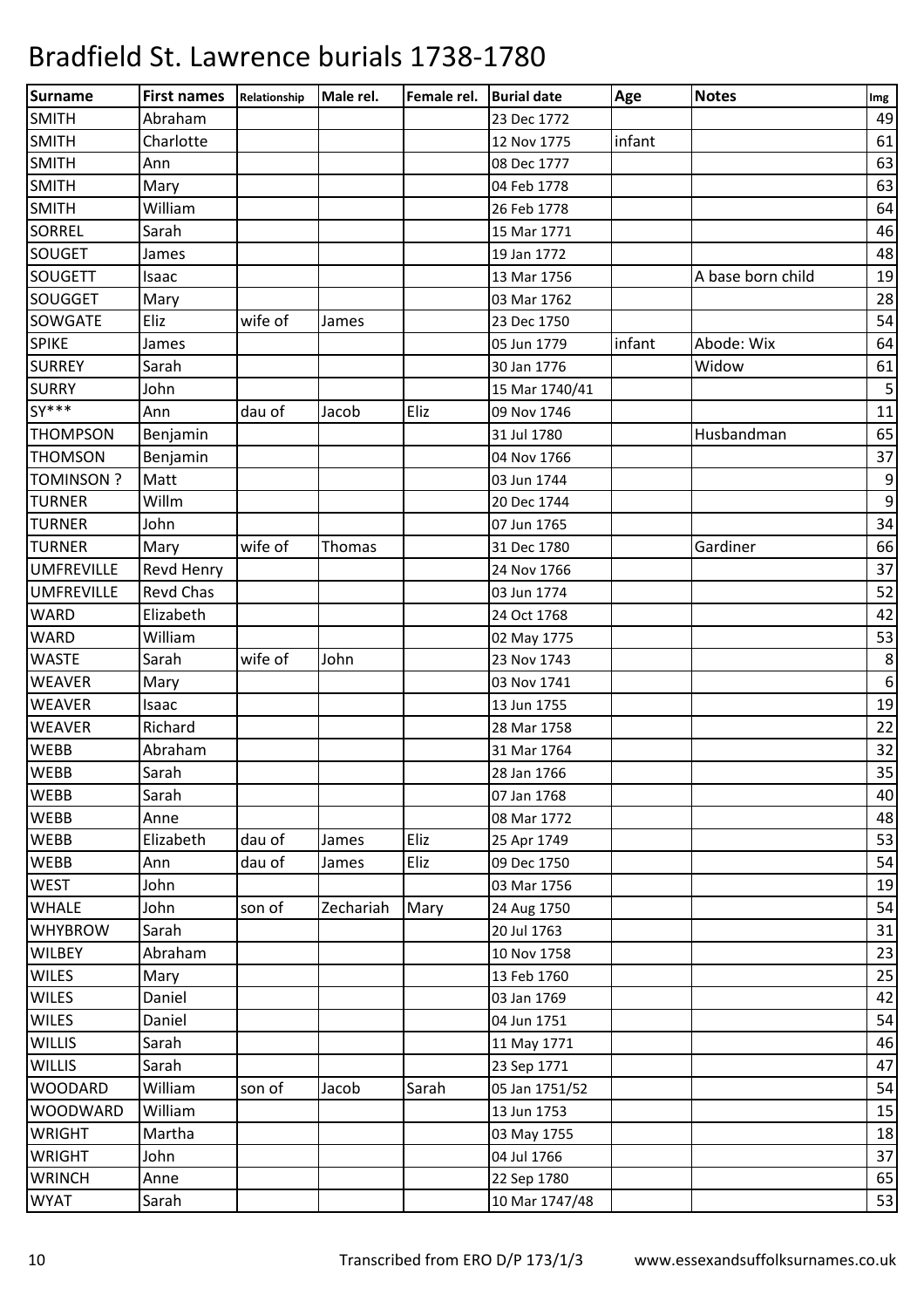# Bradfield St. Lawrence burials 1738-1780

| Surname | First names | Relationship | Male rel. | Female rel. | Burial date | Age | Notes | Img |
|---|---|---|---|---|---|---|---|---|
| SMITH | Abraham | | | | 23 Dec 1772 | | | 49 |
| SMITH | Charlotte | | | | 12 Nov 1775 | infant | | 61 |
| SMITH | Ann | | | | 08 Dec 1777 | | | 63 |
| SMITH | Mary | | | | 04 Feb 1778 | | | 63 |
| SMITH | William | | | | 26 Feb 1778 | | | 64 |
| SORREL | Sarah | | | | 15 Mar 1771 | | | 46 |
| SOUGET | James | | | | 19 Jan 1772 | | | 48 |
| SOUGETT | Isaac | | | | 13 Mar 1756 | | A base born child | 19 |
| SOUGGET | Mary | | | | 03 Mar 1762 | | | 28 |
| SOWGATE | Eliz | wife of | James | | 23 Dec 1750 | | | 54 |
| SPIKE | James | | | | 05 Jun 1779 | infant | Abode: Wix | 64 |
| SURREY | Sarah | | | | 30 Jan 1776 | | Widow | 61 |
| SURRY | John | | | | 15 Mar 1740/41 | | | 5 |
| SY*** | Ann | dau of | Jacob | Eliz | 09 Nov 1746 | | | 11 |
| THOMPSON | Benjamin | | | | 31 Jul 1780 | | Husbandman | 65 |
| THOMSON | Benjamin | | | | 04 Nov 1766 | | | 37 |
| TOMINSON ? | Matt | | | | 03 Jun 1744 | | | 9 |
| TURNER | Willm | | | | 20 Dec 1744 | | | 9 |
| TURNER | John | | | | 07 Jun 1765 | | | 34 |
| TURNER | Mary | wife of | Thomas | | 31 Dec 1780 | | Gardiner | 66 |
| UMFREVILLE | Revd Henry | | | | 24 Nov 1766 | | | 37 |
| UMFREVILLE | Revd Chas | | | | 03 Jun 1774 | | | 52 |
| WARD | Elizabeth | | | | 24 Oct 1768 | | | 42 |
| WARD | William | | | | 02 May 1775 | | | 53 |
| WASTE | Sarah | wife of | John | | 23 Nov 1743 | | | 8 |
| WEAVER | Mary | | | | 03 Nov 1741 | | | 6 |
| WEAVER | Isaac | | | | 13 Jun 1755 | | | 19 |
| WEAVER | Richard | | | | 28 Mar 1758 | | | 22 |
| WEBB | Abraham | | | | 31 Mar 1764 | | | 32 |
| WEBB | Sarah | | | | 28 Jan 1766 | | | 35 |
| WEBB | Sarah | | | | 07 Jan 1768 | | | 40 |
| WEBB | Anne | | | | 08 Mar 1772 | | | 48 |
| WEBB | Elizabeth | dau of | James | Eliz | 25 Apr 1749 | | | 53 |
| WEBB | Ann | dau of | James | Eliz | 09 Dec 1750 | | | 54 |
| WEST | John | | | | 03 Mar 1756 | | | 19 |
| WHALE | John | son of | Zechariah | Mary | 24 Aug 1750 | | | 54 |
| WHYBROW | Sarah | | | | 20 Jul 1763 | | | 31 |
| WILBEY | Abraham | | | | 10 Nov 1758 | | | 23 |
| WILES | Mary | | | | 13 Feb 1760 | | | 25 |
| WILES | Daniel | | | | 03 Jan 1769 | | | 42 |
| WILES | Daniel | | | | 04 Jun 1751 | | | 54 |
| WILLIS | Sarah | | | | 11 May 1771 | | | 46 |
| WILLIS | Sarah | | | | 23 Sep 1771 | | | 47 |
| WOODARD | William | son of | Jacob | Sarah | 05 Jan 1751/52 | | | 54 |
| WOODWARD | William | | | | 13 Jun 1753 | | | 15 |
| WRIGHT | Martha | | | | 03 May 1755 | | | 18 |
| WRIGHT | John | | | | 04 Jul 1766 | | | 37 |
| WRINCH | Anne | | | | 22 Sep 1780 | | | 65 |
| WYAT | Sarah | | | | 10 Mar 1747/48 | | | 53 |

Transcribed from ERO D/P 173/1/3    www.essexandsuffolksurnames.co.uk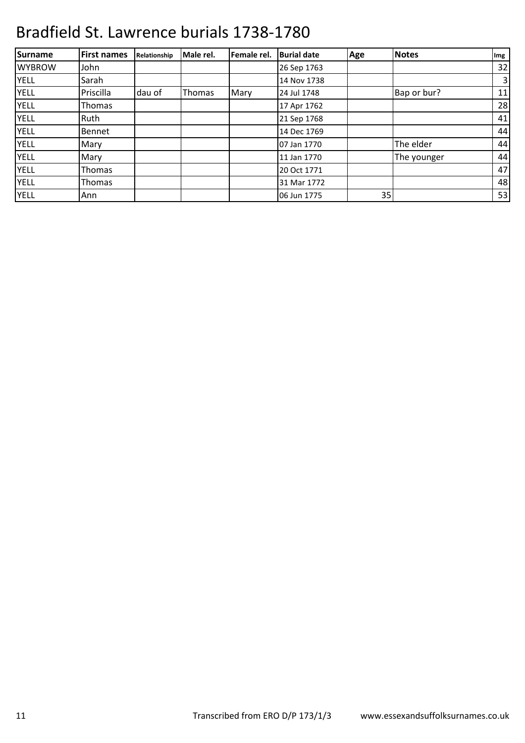# Bradfield St. Lawrence burials 1738-1780

| Surname | First names | Relationship | Male rel. | Female rel. | Burial date | Age | Notes | Img |
|---|---|---|---|---|---|---|---|---|
| WYBROW | John | | | | 26 Sep 1763 | | | 32 |
| YELL | Sarah | | | | 14 Nov 1738 | | | 3 |
| YELL | Priscilla | dau of | Thomas | Mary | 24 Jul 1748 | | Bap or bur? | 11 |
| YELL | Thomas | | | | 17 Apr 1762 | | | 28 |
| YELL | Ruth | | | | 21 Sep 1768 | | | 41 |
| YELL | Bennet | | | | 14 Dec 1769 | | | 44 |
| YELL | Mary | | | | 07 Jan 1770 | | The elder | 44 |
| YELL | Mary | | | | 11 Jan 1770 | | The younger | 44 |
| YELL | Thomas | | | | 20 Oct 1771 | | | 47 |
| YELL | Thomas | | | | 31 Mar 1772 | | | 48 |
| YELL | Ann | | | | 06 Jun 1775 | 35 | | 53 |

Transcribed from ERO D/P 173/1/3 www.essexandsuffolksurnames.co.uk